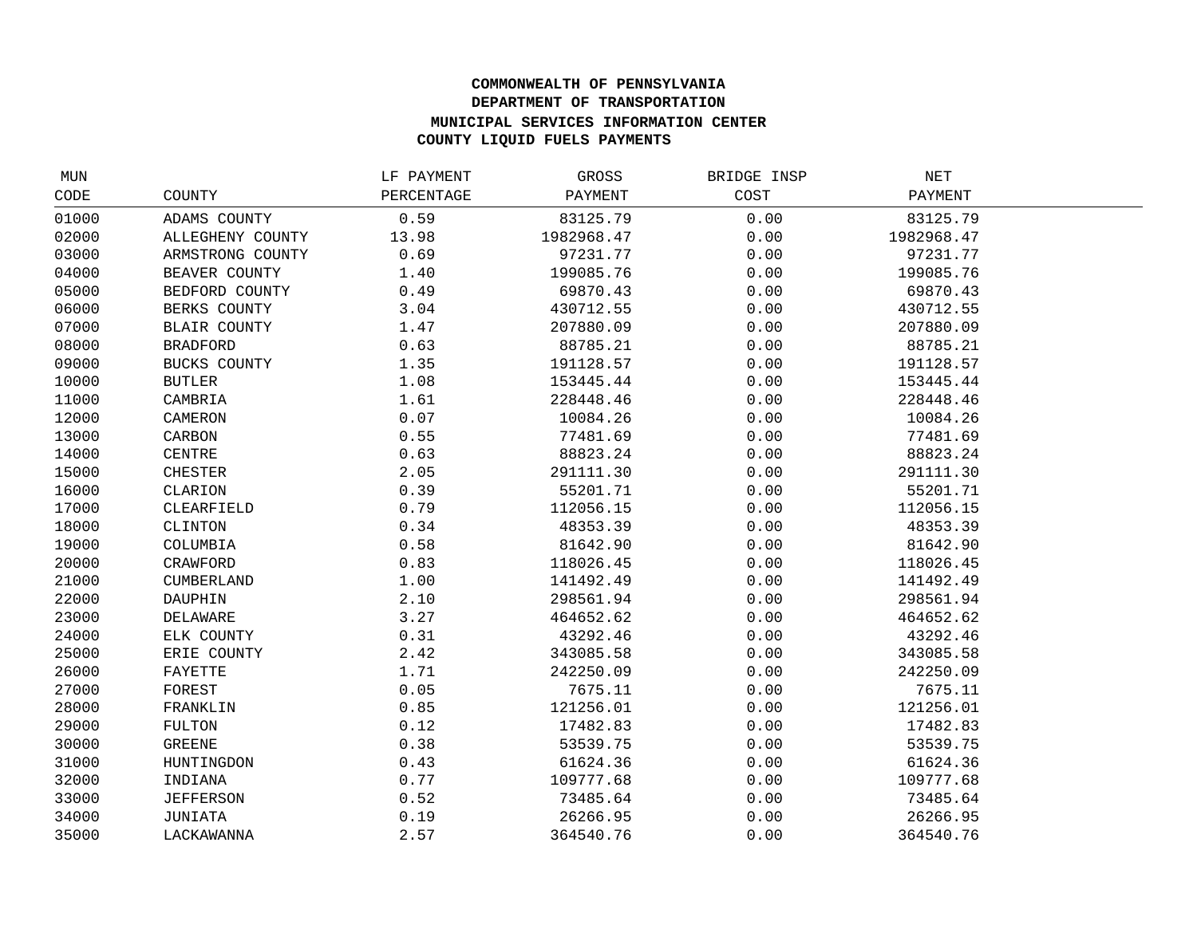# COMMONWEALTH OF PENNSYLVANIA
## DEPARTMENT OF TRANSPORTATION
### MUNICIPAL SERVICES INFORMATION CENTER
### COUNTY LIQUID FUELS PAYMENTS

| MUN CODE | COUNTY | LF PAYMENT PERCENTAGE | GROSS PAYMENT | BRIDGE INSP COST | NET PAYMENT |
|---|---|---|---|---|---|
| 01000 | ADAMS COUNTY | 0.59 | 83125.79 | 0.00 | 83125.79 |
| 02000 | ALLEGHENY COUNTY | 13.98 | 1982968.47 | 0.00 | 1982968.47 |
| 03000 | ARMSTRONG COUNTY | 0.69 | 97231.77 | 0.00 | 97231.77 |
| 04000 | BEAVER COUNTY | 1.40 | 199085.76 | 0.00 | 199085.76 |
| 05000 | BEDFORD COUNTY | 0.49 | 69870.43 | 0.00 | 69870.43 |
| 06000 | BERKS COUNTY | 3.04 | 430712.55 | 0.00 | 430712.55 |
| 07000 | BLAIR COUNTY | 1.47 | 207880.09 | 0.00 | 207880.09 |
| 08000 | BRADFORD | 0.63 | 88785.21 | 0.00 | 88785.21 |
| 09000 | BUCKS COUNTY | 1.35 | 191128.57 | 0.00 | 191128.57 |
| 10000 | BUTLER | 1.08 | 153445.44 | 0.00 | 153445.44 |
| 11000 | CAMBRIA | 1.61 | 228448.46 | 0.00 | 228448.46 |
| 12000 | CAMERON | 0.07 | 10084.26 | 0.00 | 10084.26 |
| 13000 | CARBON | 0.55 | 77481.69 | 0.00 | 77481.69 |
| 14000 | CENTRE | 0.63 | 88823.24 | 0.00 | 88823.24 |
| 15000 | CHESTER | 2.05 | 291111.30 | 0.00 | 291111.30 |
| 16000 | CLARION | 0.39 | 55201.71 | 0.00 | 55201.71 |
| 17000 | CLEARFIELD | 0.79 | 112056.15 | 0.00 | 112056.15 |
| 18000 | CLINTON | 0.34 | 48353.39 | 0.00 | 48353.39 |
| 19000 | COLUMBIA | 0.58 | 81642.90 | 0.00 | 81642.90 |
| 20000 | CRAWFORD | 0.83 | 118026.45 | 0.00 | 118026.45 |
| 21000 | CUMBERLAND | 1.00 | 141492.49 | 0.00 | 141492.49 |
| 22000 | DAUPHIN | 2.10 | 298561.94 | 0.00 | 298561.94 |
| 23000 | DELAWARE | 3.27 | 464652.62 | 0.00 | 464652.62 |
| 24000 | ELK COUNTY | 0.31 | 43292.46 | 0.00 | 43292.46 |
| 25000 | ERIE COUNTY | 2.42 | 343085.58 | 0.00 | 343085.58 |
| 26000 | FAYETTE | 1.71 | 242250.09 | 0.00 | 242250.09 |
| 27000 | FOREST | 0.05 | 7675.11 | 0.00 | 7675.11 |
| 28000 | FRANKLIN | 0.85 | 121256.01 | 0.00 | 121256.01 |
| 29000 | FULTON | 0.12 | 17482.83 | 0.00 | 17482.83 |
| 30000 | GREENE | 0.38 | 53539.75 | 0.00 | 53539.75 |
| 31000 | HUNTINGDON | 0.43 | 61624.36 | 0.00 | 61624.36 |
| 32000 | INDIANA | 0.77 | 109777.68 | 0.00 | 109777.68 |
| 33000 | JEFFERSON | 0.52 | 73485.64 | 0.00 | 73485.64 |
| 34000 | JUNIATA | 0.19 | 26266.95 | 0.00 | 26266.95 |
| 35000 | LACKAWANNA | 2.57 | 364540.76 | 0.00 | 364540.76 |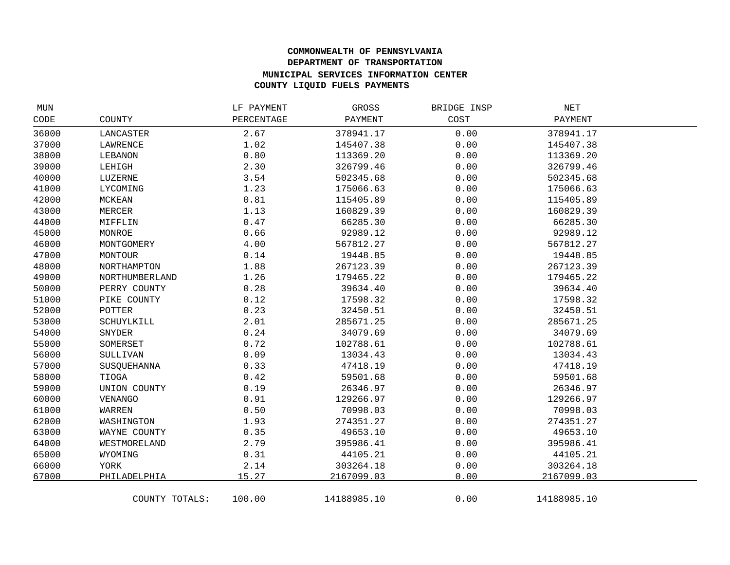**COMMONWEALTH OF PENNSYLVANIA**
**DEPARTMENT OF TRANSPORTATION**
**MUNICIPAL SERVICES INFORMATION CENTER**
**COUNTY LIQUID FUELS PAYMENTS**

| MUN CODE | COUNTY | LF PAYMENT PERCENTAGE | GROSS PAYMENT | BRIDGE INSP COST | NET PAYMENT |
|---|---|---|---|---|---|
| 36000 | LANCASTER | 2.67 | 378941.17 | 0.00 | 378941.17 |
| 37000 | LAWRENCE | 1.02 | 145407.38 | 0.00 | 145407.38 |
| 38000 | LEBANON | 0.80 | 113369.20 | 0.00 | 113369.20 |
| 39000 | LEHIGH | 2.30 | 326799.46 | 0.00 | 326799.46 |
| 40000 | LUZERNE | 3.54 | 502345.68 | 0.00 | 502345.68 |
| 41000 | LYCOMING | 1.23 | 175066.63 | 0.00 | 175066.63 |
| 42000 | MCKEAN | 0.81 | 115405.89 | 0.00 | 115405.89 |
| 43000 | MERCER | 1.13 | 160829.39 | 0.00 | 160829.39 |
| 44000 | MIFFLIN | 0.47 | 66285.30 | 0.00 | 66285.30 |
| 45000 | MONROE | 0.66 | 92989.12 | 0.00 | 92989.12 |
| 46000 | MONTGOMERY | 4.00 | 567812.27 | 0.00 | 567812.27 |
| 47000 | MONTOUR | 0.14 | 19448.85 | 0.00 | 19448.85 |
| 48000 | NORTHAMPTON | 1.88 | 267123.39 | 0.00 | 267123.39 |
| 49000 | NORTHUMBERLAND | 1.26 | 179465.22 | 0.00 | 179465.22 |
| 50000 | PERRY COUNTY | 0.28 | 39634.40 | 0.00 | 39634.40 |
| 51000 | PIKE COUNTY | 0.12 | 17598.32 | 0.00 | 17598.32 |
| 52000 | POTTER | 0.23 | 32450.51 | 0.00 | 32450.51 |
| 53000 | SCHUYLKILL | 2.01 | 285671.25 | 0.00 | 285671.25 |
| 54000 | SNYDER | 0.24 | 34079.69 | 0.00 | 34079.69 |
| 55000 | SOMERSET | 0.72 | 102788.61 | 0.00 | 102788.61 |
| 56000 | SULLIVAN | 0.09 | 13034.43 | 0.00 | 13034.43 |
| 57000 | SUSQUEHANNA | 0.33 | 47418.19 | 0.00 | 47418.19 |
| 58000 | TIOGA | 0.42 | 59501.68 | 0.00 | 59501.68 |
| 59000 | UNION COUNTY | 0.19 | 26346.97 | 0.00 | 26346.97 |
| 60000 | VENANGO | 0.91 | 129266.97 | 0.00 | 129266.97 |
| 61000 | WARREN | 0.50 | 70998.03 | 0.00 | 70998.03 |
| 62000 | WASHINGTON | 1.93 | 274351.27 | 0.00 | 274351.27 |
| 63000 | WAYNE COUNTY | 0.35 | 49653.10 | 0.00 | 49653.10 |
| 64000 | WESTMORELAND | 2.79 | 395986.41 | 0.00 | 395986.41 |
| 65000 | WYOMING | 0.31 | 44105.21 | 0.00 | 44105.21 |
| 66000 | YORK | 2.14 | 303264.18 | 0.00 | 303264.18 |
| 67000 | PHILADELPHIA | 15.27 | 2167099.03 | 0.00 | 2167099.03 |
| | COUNTY TOTALS: | 100.00 | 14188985.10 | 0.00 | 14188985.10 |